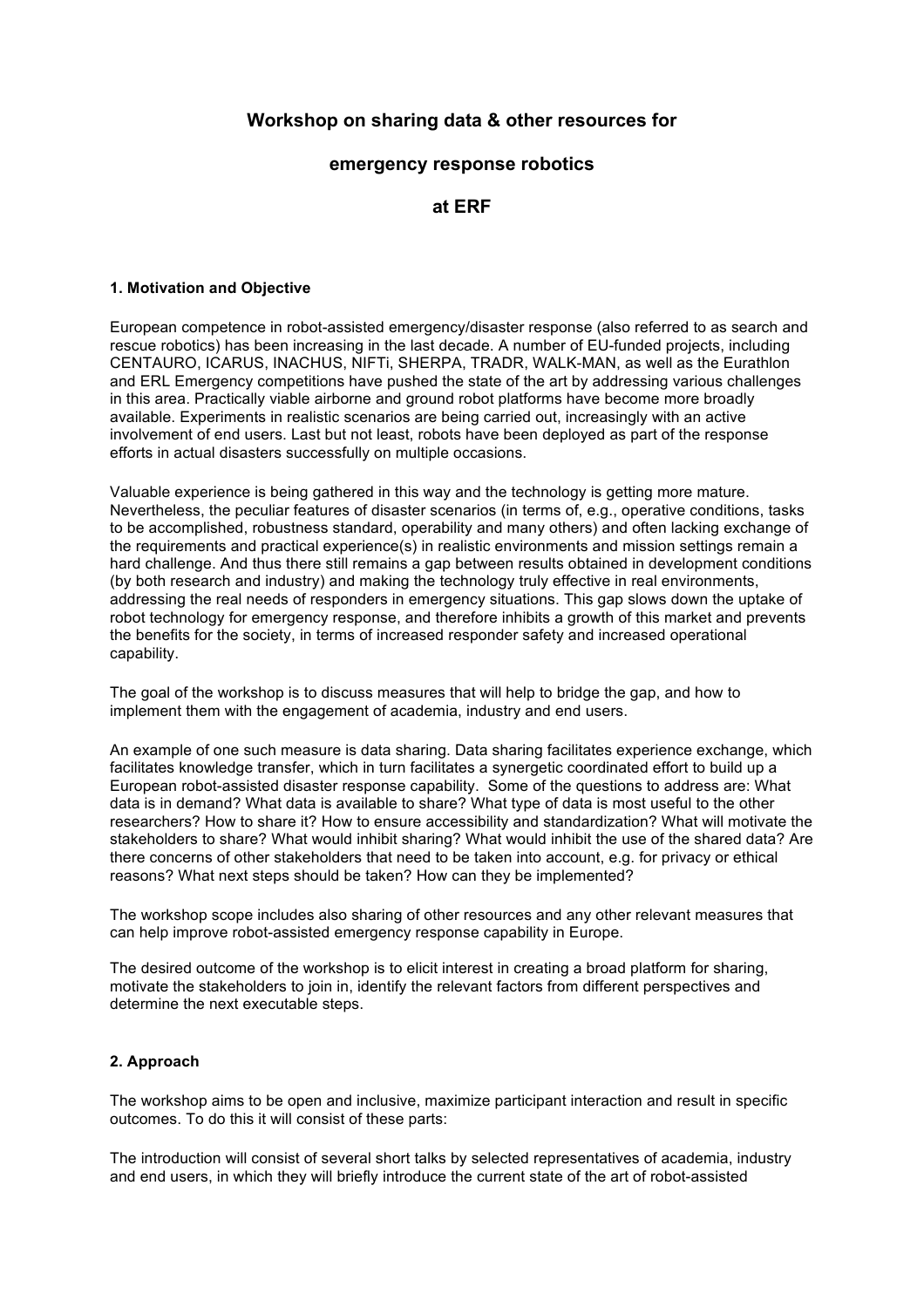# Workshop on sharing data & other resources for emergency response robotics at ERF

### 1. Motivation and Objective

European competence in robot-assisted emergency/disaster response (also referred to as search and rescue robotics) has been increasing in the last decade. A number of EU-funded projects, including CENTAURO, ICARUS, INACHUS, NIFTi, SHERPA, TRADR, WALK-MAN, as well as the Eurathlon and ERL Emergency competitions have pushed the state of the art by addressing various challenges in this area. Practically viable airborne and ground robot platforms have become more broadly available. Experiments in realistic scenarios are being carried out, increasingly with an active involvement of end users. Last but not least, robots have been deployed as part of the response efforts in actual disasters successfully on multiple occasions.

Valuable experience is being gathered in this way and the technology is getting more mature. Nevertheless, the peculiar features of disaster scenarios (in terms of, e.g., operative conditions, tasks to be accomplished, robustness standard, operability and many others) and often lacking exchange of the requirements and practical experience(s) in realistic environments and mission settings remain a hard challenge. And thus there still remains a gap between results obtained in development conditions (by both research and industry) and making the technology truly effective in real environments, addressing the real needs of responders in emergency situations. This gap slows down the uptake of robot technology for emergency response, and therefore inhibits a growth of this market and prevents the benefits for the society, in terms of increased responder safety and increased operational capability.

The goal of the workshop is to discuss measures that will help to bridge the gap, and how to implement them with the engagement of academia, industry and end users.

An example of one such measure is data sharing. Data sharing facilitates experience exchange, which facilitates knowledge transfer, which in turn facilitates a synergetic coordinated effort to build up a European robot-assisted disaster response capability. Some of the questions to address are: What data is in demand? What data is available to share? What type of data is most useful to the other researchers? How to share it? How to ensure accessibility and standardization? What will motivate the stakeholders to share? What would inhibit sharing? What would inhibit the use of the shared data? Are there concerns of other stakeholders that need to be taken into account, e.g. for privacy or ethical reasons? What next steps should be taken? How can they be implemented?

The workshop scope includes also sharing of other resources and any other relevant measures that can help improve robot-assisted emergency response capability in Europe.

The desired outcome of the workshop is to elicit interest in creating a broad platform for sharing, motivate the stakeholders to join in, identify the relevant factors from different perspectives and determine the next executable steps.

### 2. Approach

The workshop aims to be open and inclusive, maximize participant interaction and result in specific outcomes. To do this it will consist of these parts:

The introduction will consist of several short talks by selected representatives of academia, industry and end users, in which they will briefly introduce the current state of the art of robot-assisted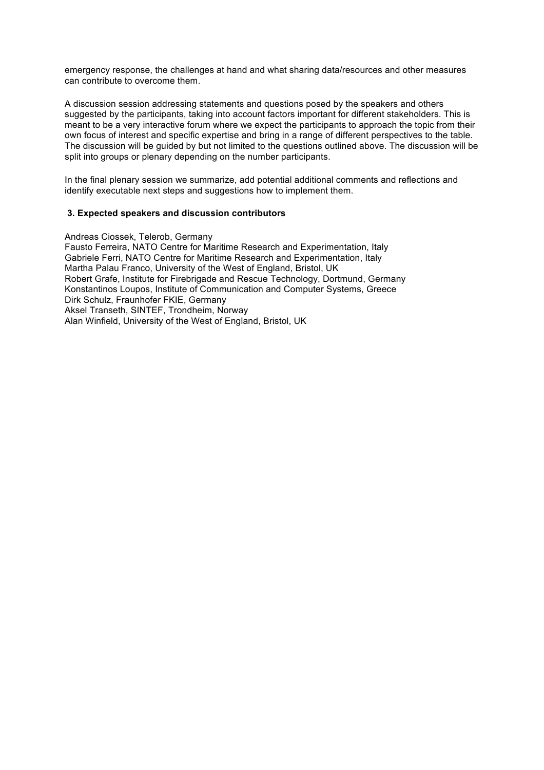emergency response, the challenges at hand and what sharing data/resources and other measures can contribute to overcome them.

A discussion session addressing statements and questions posed by the speakers and others suggested by the participants, taking into account factors important for different stakeholders. This is meant to be a very interactive forum where we expect the participants to approach the topic from their own focus of interest and specific expertise and bring in a range of different perspectives to the table. The discussion will be guided by but not limited to the questions outlined above. The discussion will be split into groups or plenary depending on the number participants.

In the final plenary session we summarize, add potential additional comments and reflections and identify executable next steps and suggestions how to implement them.

### 3. Expected speakers and discussion contributors

Andreas Ciossek, Telerob, Germany
Fausto Ferreira, NATO Centre for Maritime Research and Experimentation, Italy
Gabriele Ferri, NATO Centre for Maritime Research and Experimentation, Italy
Martha Palau Franco, University of the West of England, Bristol, UK
Robert Grafe, Institute for Firebrigade and Rescue Technology, Dortmund, Germany
Konstantinos Loupos, Institute of Communication and Computer Systems, Greece
Dirk Schulz, Fraunhofer FKIE, Germany
Aksel Transeth, SINTEF, Trondheim, Norway
Alan Winfield, University of the West of England, Bristol, UK